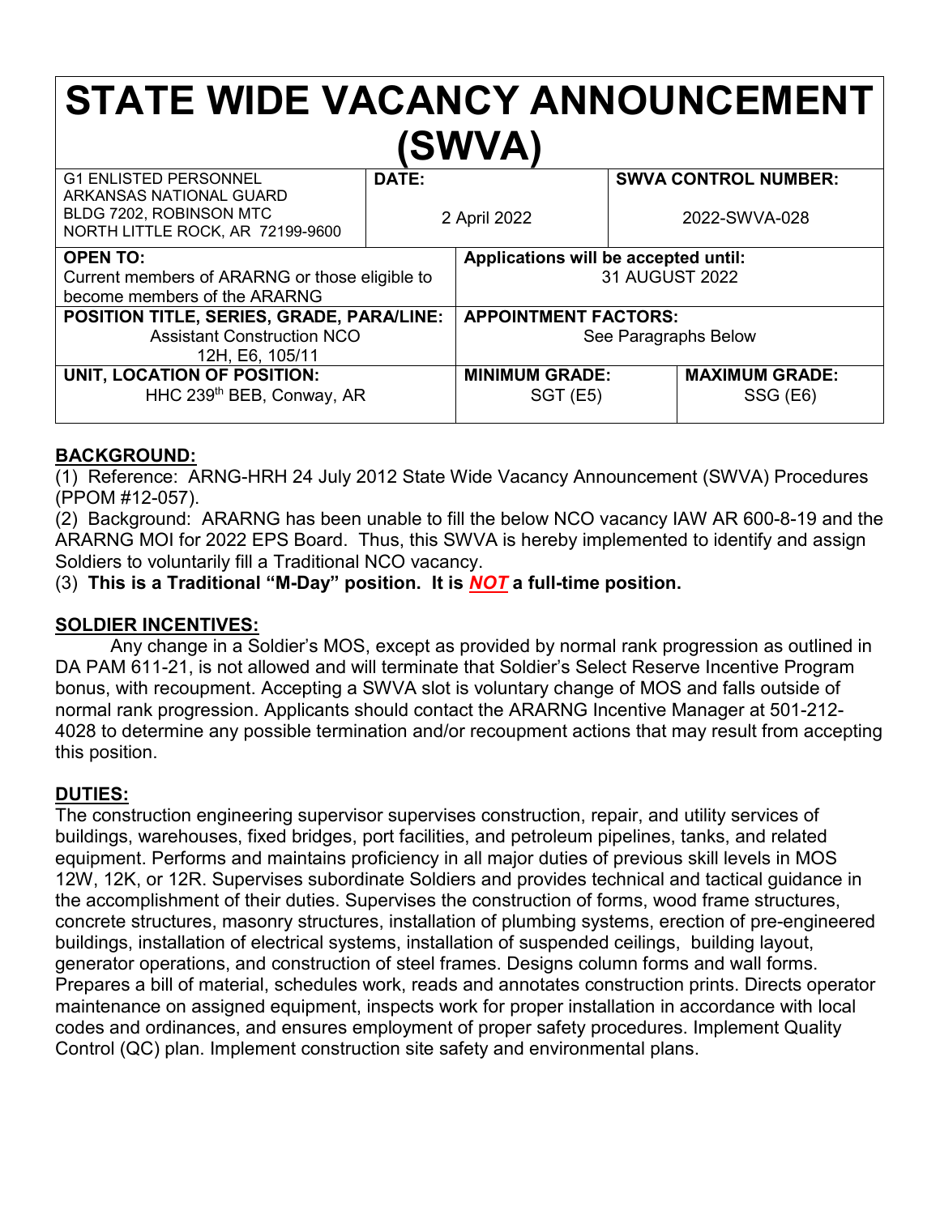# STATE WIDE VACANCY ANNOUNCEMENT (SWVA)

| G1 ENLISTED PERSONNEL ARKANSAS NATIONAL GUARD BLDG 7202, ROBINSON MTC NORTH LITTLE ROCK, AR 72199-9600 | **DATE:** 2 April 2022 | | **SWVA CONTROL NUMBER:** 2022-SWVA-028 |
|---|---|---|---|
| **OPEN TO:** Current members of ARARNG or those eligible to become members of the ARARNG | **Applications will be accepted until:** 31 AUGUST 2022 | | |
| **POSITION TITLE, SERIES, GRADE, PARA/LINE:** Assistant Construction NCO 12H, E6, 105/11 | **APPOINTMENT FACTORS:** See Paragraphs Below | | |
| **UNIT, LOCATION OF POSITION:** HHC 239th BEB, Conway, AR | **MINIMUM GRADE:** SGT (E5) | | **MAXIMUM GRADE:** SSG (E6) |

## BACKGROUND:

(1) Reference: ARNG-HRH 24 July 2012 State Wide Vacancy Announcement (SWVA) Procedures (PPOM #12-057).

(2) Background: ARARNG has been unable to fill the below NCO vacancy IAW AR 600-8-19 and the ARARNG MOI for 2022 EPS Board. Thus, this SWVA is hereby implemented to identify and assign Soldiers to voluntarily fill a Traditional NCO vacancy.

(3) **This is a Traditional "M-Day" position. It is *NOT* a full-time position.**

## SOLDIER INCENTIVES:

Any change in a Soldier's MOS, except as provided by normal rank progression as outlined in DA PAM 611-21, is not allowed and will terminate that Soldier's Select Reserve Incentive Program bonus, with recoupment. Accepting a SWVA slot is voluntary change of MOS and falls outside of normal rank progression. Applicants should contact the ARARNG Incentive Manager at 501-212-4028 to determine any possible termination and/or recoupment actions that may result from accepting this position.

## DUTIES:

The construction engineering supervisor supervises construction, repair, and utility services of buildings, warehouses, fixed bridges, port facilities, and petroleum pipelines, tanks, and related equipment. Performs and maintains proficiency in all major duties of previous skill levels in MOS 12W, 12K, or 12R. Supervises subordinate Soldiers and provides technical and tactical guidance in the accomplishment of their duties. Supervises the construction of forms, wood frame structures, concrete structures, masonry structures, installation of plumbing systems, erection of pre-engineered buildings, installation of electrical systems, installation of suspended ceilings, building layout, generator operations, and construction of steel frames. Designs column forms and wall forms. Prepares a bill of material, schedules work, reads and annotates construction prints. Directs operator maintenance on assigned equipment, inspects work for proper installation in accordance with local codes and ordinances, and ensures employment of proper safety procedures. Implement Quality Control (QC) plan. Implement construction site safety and environmental plans.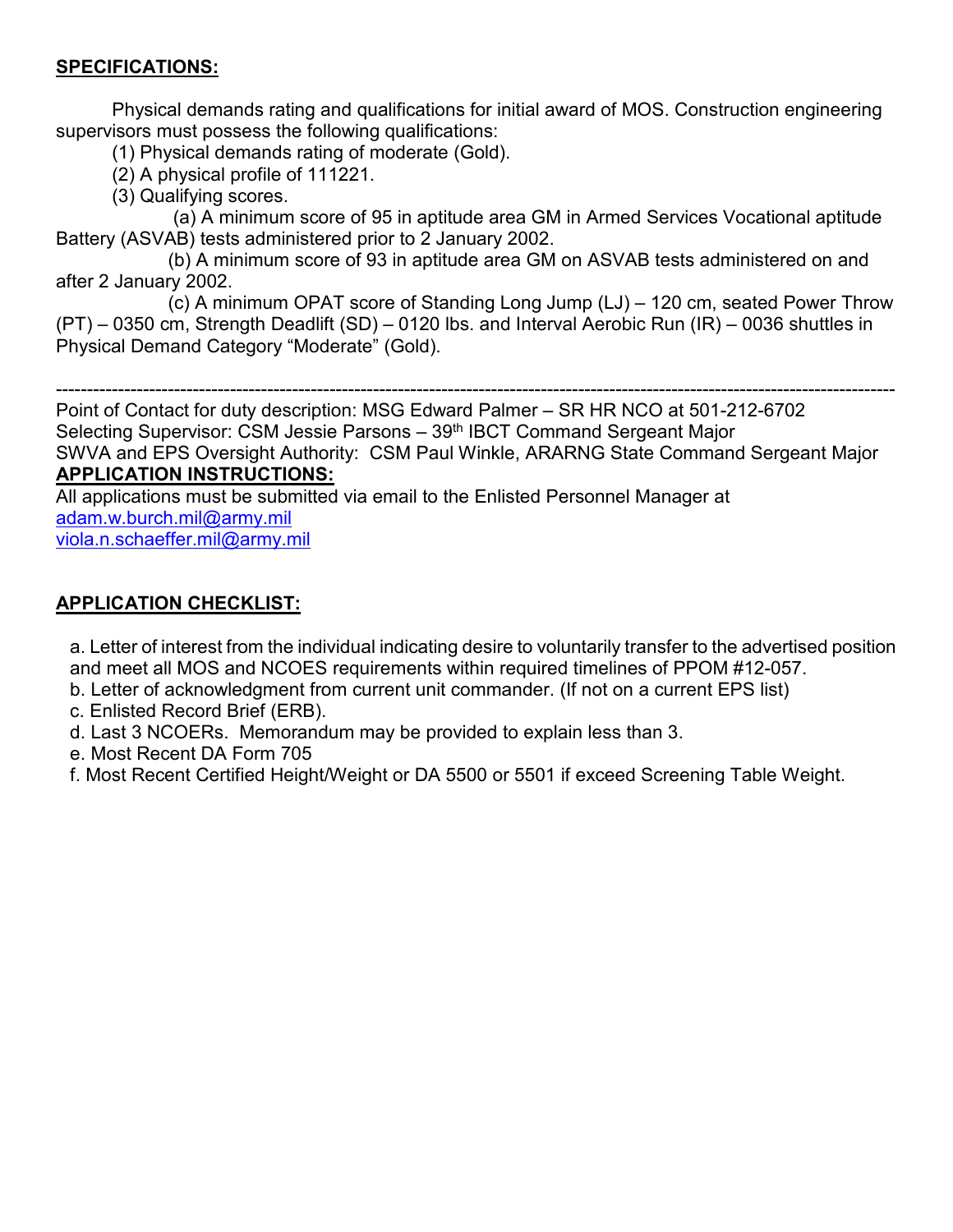**SPECIFICATIONS:**

Physical demands rating and qualifications for initial award of MOS. Construction engineering supervisors must possess the following qualifications:

(1) Physical demands rating of moderate (Gold).

(2) A physical profile of 111221.

(3) Qualifying scores.

(a) A minimum score of 95 in aptitude area GM in Armed Services Vocational aptitude Battery (ASVAB) tests administered prior to 2 January 2002.

(b) A minimum score of 93 in aptitude area GM on ASVAB tests administered on and after 2 January 2002.

(c) A minimum OPAT score of Standing Long Jump (LJ) – 120 cm, seated Power Throw (PT) – 0350 cm, Strength Deadlift (SD) – 0120 lbs. and Interval Aerobic Run (IR) – 0036 shuttles in Physical Demand Category "Moderate" (Gold).

---

Point of Contact for duty description: MSG Edward Palmer – SR HR NCO at 501-212-6702
Selecting Supervisor: CSM Jessie Parsons – 39th IBCT Command Sergeant Major
SWVA and EPS Oversight Authority: CSM Paul Winkle, ARARNG State Command Sergeant Major

**APPLICATION INSTRUCTIONS:**

All applications must be submitted via email to the Enlisted Personnel Manager at
adam.w.burch.mil@army.mil
viola.n.schaeffer.mil@army.mil

**APPLICATION CHECKLIST:**

a. Letter of interest from the individual indicating desire to voluntarily transfer to the advertised position and meet all MOS and NCOES requirements within required timelines of PPOM #12-057.
b. Letter of acknowledgment from current unit commander. (If not on a current EPS list)
c. Enlisted Record Brief (ERB).
d. Last 3 NCOERs. Memorandum may be provided to explain less than 3.
e. Most Recent DA Form 705
f. Most Recent Certified Height/Weight or DA 5500 or 5501 if exceed Screening Table Weight.